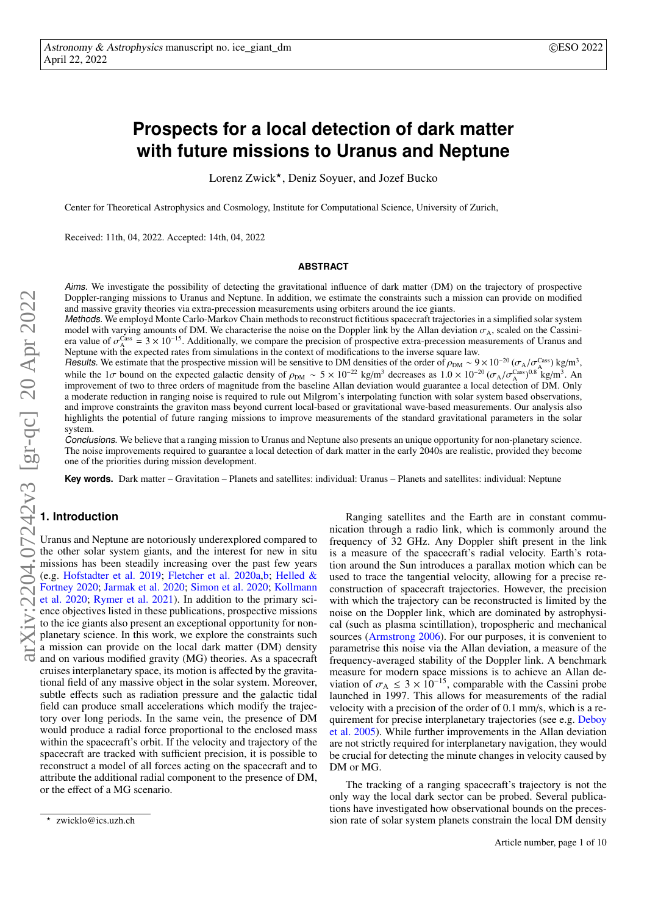# Prospects for a local detection of dark matter with future missions to Uranus and Neptune

Lorenz Zwick[⋆], Deniz Soyuer, and Jozef Bucko

Center for Theoretical Astrophysics and Cosmology, Institute for Computational Science, University of Zurich,

Received: 11th, 04, 2022. Accepted: 14th, 04, 2022

## ABSTRACT

*Aims.* We investigate the possibility of detecting the gravitational influence of dark matter (DM) on the trajectory of prospective Doppler-ranging missions to Uranus and Neptune. In addition, we estimate the constraints such a mission can provide on modified and massive gravity theories via extra-precession measurements using orbiters around the ice giants.

*Methods.* We employd Monte Carlo-Markov Chain methods to reconstruct fictitious spacecraft trajectories in a simplified solar system model with varying amounts of DM. We characterise the noise on the Doppler link by the Allan deviation $\sigma_{\rm A}$, scaled on the Cassini-era value of $\sigma_{\rm A}^{\rm Cass} = 3\times10^{-15}$. Additionally, we compare the precision of prospective extra-precession measurements of Uranus and Neptune with the expected rates from simulations in the context of modifications to the inverse square law.

*Results.* We estimate that the prospective mission will be sensitive to DM densities of the order of $\rho_{\rm DM} \sim 9\times10^{-20}\,(\sigma_{\rm A}/\sigma_{\rm A}^{\rm Cass})$ kg/m$^3$, while the $1\sigma$ bound on the expected galactic density of $\rho_{\rm DM} \sim 5\times10^{-22}$ kg/m$^3$ decreases as $1.0\times10^{-20}\,(\sigma_{\rm A}/\sigma_{\rm A}^{\rm Cass})^{0.8}$ kg/m$^3$. An improvement of two to three orders of magnitude from the baseline Allan deviation would guarantee a local detection of DM. Only a moderate reduction in ranging noise is required to rule out Milgrom's interpolating function with solar system based observations, and improve constraints the graviton mass beyond current local-based or gravitational wave-based measurements. Our analysis also highlights the potential of future ranging missions to improve measurements of the standard gravitational parameters in the solar system.

*Conclusions.* We believe that a ranging mission to Uranus and Neptune also presents an unique opportunity for non-planetary science. The noise improvements required to guarantee a local detection of dark matter in the early 2040s are realistic, provided they become one of the priorities during mission development.

**Key words.** Dark matter – Gravitation – Planets and satellites: individual: Uranus – Planets and satellites: individual: Neptune

## 1. Introduction

Uranus and Neptune are notoriously underexplored compared to the other solar system giants, and the interest for new in situ missions has been steadily increasing over the past few years (e.g. Hofstadter et al. 2019; Fletcher et al. 2020a,b; Helled & Fortney 2020; Jarmak et al. 2020; Simon et al. 2020; Kollmann et al. 2020; Rymer et al. 2021). In addition to the primary science objectives listed in these publications, prospective missions to the ice giants also present an exceptional opportunity for non-planetary science. In this work, we explore the constraints such a mission can provide on the local dark matter (DM) density and on various modified gravity (MG) theories. As a spacecraft cruises interplanetary space, its motion is affected by the gravitational field of any massive object in the solar system. Moreover, subtle effects such as radiation pressure and the galactic tidal field can produce small accelerations which modify the trajectory over long periods. In the same vein, the presence of DM would produce a radial force proportional to the enclosed mass within the spacecraft's orbit. If the velocity and trajectory of the spacecraft are tracked with sufficient precision, it is possible to reconstruct a model of all forces acting on the spacecraft and to attribute the additional radial component to the presence of DM, or the effect of a MG scenario.

Ranging satellites and the Earth are in constant communication through a radio link, which is commonly around the frequency of 32 GHz. Any Doppler shift present in the link is a measure of the spacecraft's radial velocity. Earth's rotation around the Sun introduces a parallax motion which can be used to trace the tangential velocity, allowing for a precise reconstruction of spacecraft trajectories. However, the precision with which the trajectory can be reconstructed is limited by the noise on the Doppler link, which are dominated by astrophysical (such as plasma scintillation), tropospheric and mechanical sources (Armstrong 2006). For our purposes, it is convenient to parametrise this noise via the Allan deviation, a measure of the frequency-averaged stability of the Doppler link. A benchmark measure for modern space missions is to achieve an Allan deviation of $\sigma_{\rm A} \leq 3\times10^{-15}$, comparable with the Cassini probe launched in 1997. This allows for measurements of the radial velocity with a precision of the order of 0.1 mm/s, which is a requirement for precise interplanetary trajectories (see e.g. Deboy et al. 2005). While further improvements in the Allan deviation are not strictly required for interplanetary navigation, they would be crucial for detecting the minute changes in velocity caused by DM or MG.

The tracking of a ranging spacecraft's trajectory is not the only way the local dark sector can be probed. Several publications have investigated how observational bounds on the precession rate of solar system planets constrain the local DM density

[⋆] zwicklo@ics.uzh.ch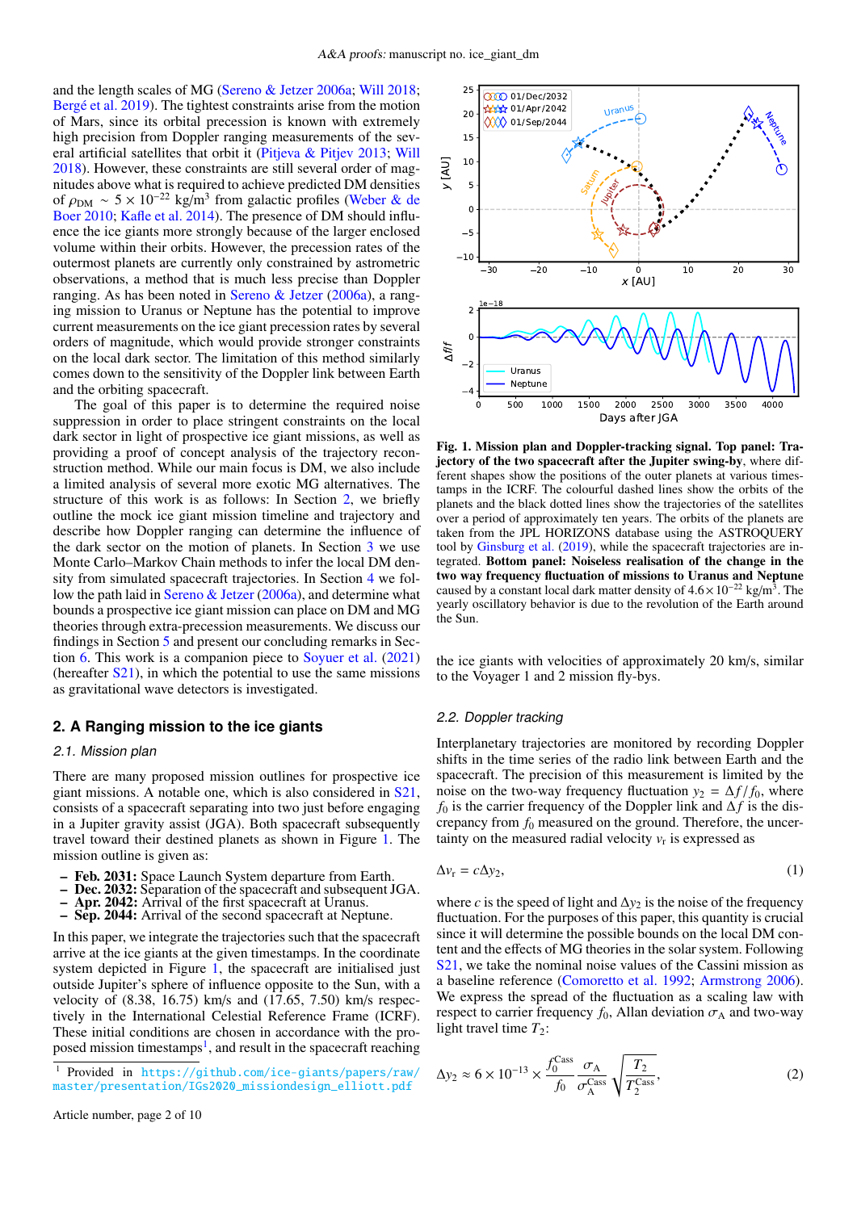and the length scales of MG (Sereno & Jetzer 2006a; Will 2018; Bergé et al. 2019). The tightest constraints arise from the motion of Mars, since its orbital precession is known with extremely high precision from Doppler ranging measurements of the several artificial satellites that orbit it (Pitjeva & Pitjev 2013; Will 2018). However, these constraints are still several order of magnitudes above what is required to achieve predicted DM densities of $\rho_{\rm DM} \sim 5 \times 10^{-22}$ kg/m$^3$ from galactic profiles (Weber & de Boer 2010; Kafle et al. 2014). The presence of DM should influence the ice giants more strongly because of the larger enclosed volume within their orbits. However, the precession rates of the outermost planets are currently only constrained by astrometric observations, a method that is much less precise than Doppler ranging. As has been noted in Sereno & Jetzer (2006a), a ranging mission to Uranus or Neptune has the potential to improve current measurements on the ice giant precession rates by several orders of magnitude, which would provide stronger constraints on the local dark sector. The limitation of this method similarly comes down to the sensitivity of the Doppler link between Earth and the orbiting spacecraft.

The goal of this paper is to determine the required noise suppression in order to place stringent constraints on the local dark sector in light of prospective ice giant missions, as well as providing a proof of concept analysis of the trajectory reconstruction method. While our main focus is on DM, we also include a limited analysis of several more exotic MG alternatives. The structure of this work is as follows: In Section 2, we briefly outline the mock ice giant mission timeline and trajectory and describe how Doppler ranging can determine the influence of the dark sector on the motion of planets. In Section 3 we use Monte Carlo–Markov Chain methods to infer the local DM density from simulated spacecraft trajectories. In Section 4 we follow the path laid in Sereno & Jetzer (2006a), and determine what bounds a prospective ice giant mission can place on DM and MG theories through extra-precession measurements. We discuss our findings in Section 5 and present our concluding remarks in Section 6. This work is a companion piece to Soyuer et al. (2021) (hereafter S21), in which the potential to use the same missions as gravitational wave detectors is investigated.

## 2. A Ranging mission to the ice giants

### 2.1. Mission plan

There are many proposed mission outlines for prospective ice giant missions. A notable one, which is also considered in S21, consists of a spacecraft separating into two just before engaging in a Jupiter gravity assist (JGA). Both spacecraft subsequently travel toward their destined planets as shown in Figure 1. The mission outline is given as:

- **Feb. 2031:** Space Launch System departure from Earth.
- **Dec. 2032:** Separation of the spacecraft and subsequent JGA.
- **Apr. 2042:** Arrival of the first spacecraft at Uranus.
- **Sep. 2044:** Arrival of the second spacecraft at Neptune.

In this paper, we integrate the trajectories such that the spacecraft arrive at the ice giants at the given timestamps. In the coordinate system depicted in Figure 1, the spacecraft are initialised just outside Jupiter's sphere of influence opposite to the Sun, with a velocity of (8.38, 16.75) km/s and (17.65, 7.50) km/s respectively in the International Celestial Reference Frame (ICRF). These initial conditions are chosen in accordance with the proposed mission timestamps[1], and result in the spacecraft reaching the ice giants with velocities of approximately 20 km/s, similar to the Voyager 1 and 2 mission fly-bys.

[1] Provided in https://github.com/ice-giants/papers/raw/master/presentation/IGs2020_missiondesign_elliott.pdf

**Fig. 1. Mission plan and Doppler-tracking signal. Top panel: Trajectory of the two spacecraft after the Jupiter swing-by**, where different shapes show the positions of the outer planets at various timestamps in the ICRF. The colourful dashed lines show the orbits of the planets and the black dotted lines show the trajectories of the satellites over a period of approximately ten years. The orbits of the planets are taken from the JPL HORIZONS database using the ASTROQUERY tool by Ginsburg et al. (2019), while the spacecraft trajectories are integrated. **Bottom panel: Noiseless realisation of the change in the two way frequency fluctuation of missions to Uranus and Neptune** caused by a constant local dark matter density of $4.6 \times 10^{-22}$ kg/m$^3$. The yearly oscillatory behavior is due to the revolution of the Earth around the Sun.

### 2.2. Doppler tracking

Interplanetary trajectories are monitored by recording Doppler shifts in the time series of the radio link between Earth and the spacecraft. The precision of this measurement is limited by the noise on the two-way frequency fluctuation $y_2 = \Delta f / f_0$, where $f_0$ is the carrier frequency of the Doppler link and $\Delta f$ is the discrepancy from $f_0$ measured on the ground. Therefore, the uncertainty on the measured radial velocity $v_{\rm r}$ is expressed as

$$\Delta v_{\rm r} = c \Delta y_2, \tag{1}$$

where $c$ is the speed of light and $\Delta y_2$ is the noise of the frequency fluctuation. For the purposes of this paper, this quantity is crucial since it will determine the possible bounds on the local DM content and the effects of MG theories in the solar system. Following S21, we take the nominal noise values of the Cassini mission as a baseline reference (Comoretto et al. 1992; Armstrong 2006). We express the spread of the fluctuation as a scaling law with respect to carrier frequency $f_0$, Allan deviation $\sigma_{\rm A}$ and two-way light travel time $T_2$:

$$\Delta y_2 \approx 6 \times 10^{-13} \times \frac{f_0^{\rm Cass}}{f_0} \frac{\sigma_{\rm A}}{\sigma_{\rm A}^{\rm Cass}} \sqrt{\frac{T_2}{T_2^{\rm Cass}}}, \tag{2}$$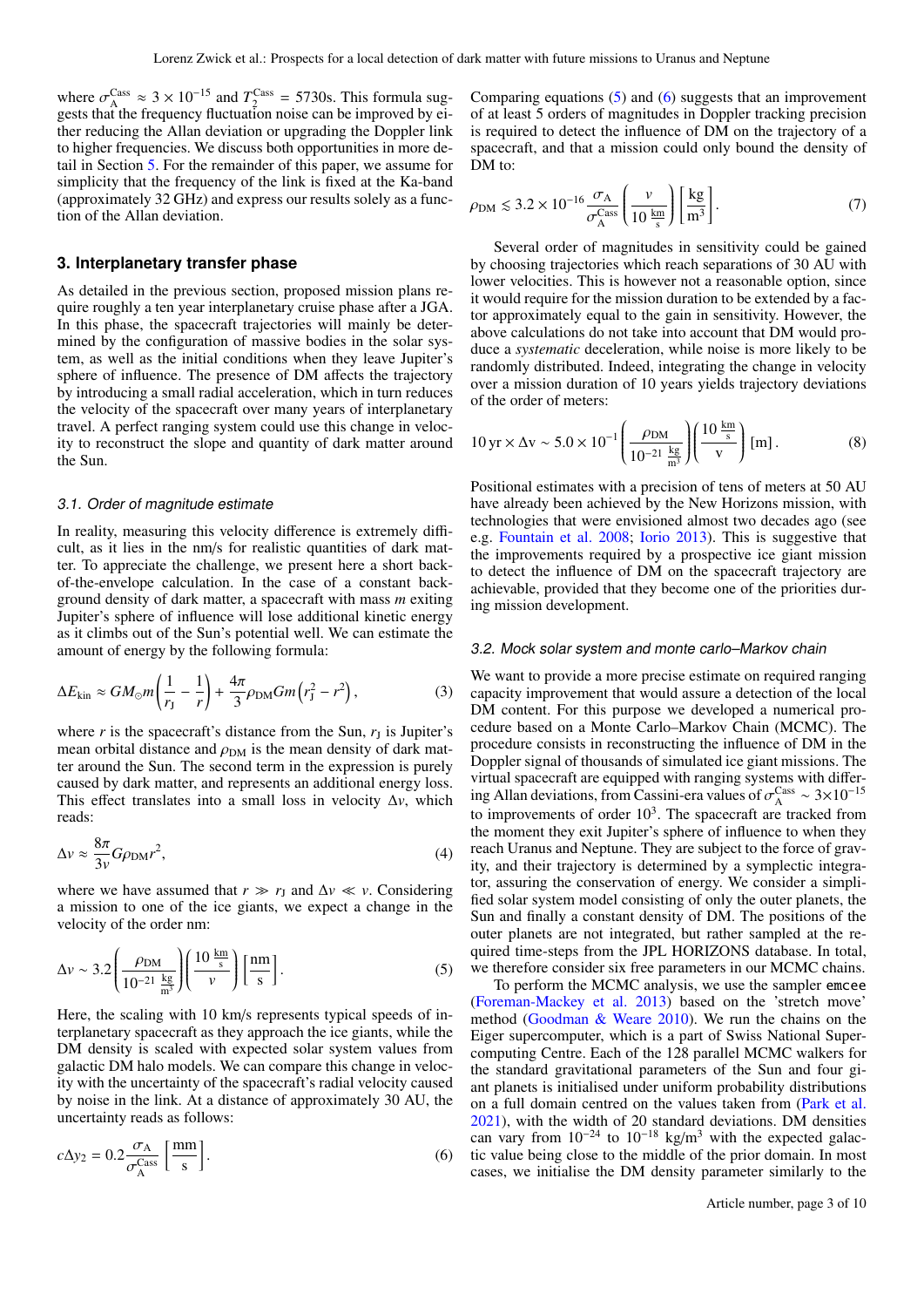where $\sigma_A^{\rm Cass} \approx 3 \times 10^{-15}$ and $T_2^{\rm Cass} = 5730$s. This formula suggests that the frequency fluctuation noise can be improved by either reducing the Allan deviation or upgrading the Doppler link to higher frequencies. We discuss both opportunities in more detail in Section 5. For the remainder of this paper, we assume for simplicity that the frequency of the link is fixed at the Ka-band (approximately 32 GHz) and express our results solely as a function of the Allan deviation.

## 3. Interplanetary transfer phase

As detailed in the previous section, proposed mission plans require roughly a ten year interplanetary cruise phase after a JGA. In this phase, the spacecraft trajectories will mainly be determined by the configuration of massive bodies in the solar system, as well as the initial conditions when they leave Jupiter's sphere of influence. The presence of DM affects the trajectory by introducing a small radial acceleration, which in turn reduces the velocity of the spacecraft over many years of interplanetary travel. A perfect ranging system could use this change in velocity to reconstruct the slope and quantity of dark matter around the Sun.

### 3.1. Order of magnitude estimate

In reality, measuring this velocity difference is extremely difficult, as it lies in the nm/s for realistic quantities of dark matter. To appreciate the challenge, we present here a short back-of-the-envelope calculation. In the case of a constant background density of dark matter, a spacecraft with mass $m$ exiting Jupiter's sphere of influence will lose additional kinetic energy as it climbs out of the Sun's potential well. We can estimate the amount of energy by the following formula:

$$\Delta E_{\rm kin} \approx GM_\odot m\left(\frac{1}{r_J} - \frac{1}{r}\right) + \frac{4\pi}{3}\rho_{\rm DM} G m\left(r_J^2 - r^2\right), \tag{3}$$

where $r$ is the spacecraft's distance from the Sun, $r_J$ is Jupiter's mean orbital distance and $\rho_{\rm DM}$ is the mean density of dark matter around the Sun. The second term in the expression is purely caused by dark matter, and represents an additional energy loss. This effect translates into a small loss in velocity $\Delta v$, which reads:

$$\Delta v \approx \frac{8\pi}{3v} G\rho_{\rm DM} r^2, \tag{4}$$

where we have assumed that $r \gg r_J$ and $\Delta v \ll v$. Considering a mission to one of the ice giants, we expect a change in the velocity of the order nm:

$$\Delta v \sim 3.2\left(\frac{\rho_{\rm DM}}{10^{-21}\,\frac{\rm kg}{\rm m^3}}\right)\left(\frac{10\,\frac{\rm km}{\rm s}}{v}\right)\left[\frac{\rm nm}{\rm s}\right]. \tag{5}$$

Here, the scaling with 10 km/s represents typical speeds of interplanetary spacecraft as they approach the ice giants, while the DM density is scaled with expected solar system values from galactic DM halo models. We can compare this change in velocity with the uncertainty of the spacecraft's radial velocity caused by noise in the link. At a distance of approximately 30 AU, the uncertainty reads as follows:

$$c\Delta y_2 = 0.2\frac{\sigma_A}{\sigma_A^{\rm Cass}}\left[\frac{\rm mm}{\rm s}\right]. \tag{6}$$

Comparing equations (5) and (6) suggests that an improvement of at least 5 orders of magnitudes in Doppler tracking precision is required to detect the influence of DM on the trajectory of a spacecraft, and that a mission could only bound the density of DM to:

$$\rho_{\rm DM} \lesssim 3.2 \times 10^{-16}\frac{\sigma_A}{\sigma_A^{\rm Cass}}\left(\frac{v}{10\,\frac{\rm km}{\rm s}}\right)\left[\frac{\rm kg}{\rm m^3}\right]. \tag{7}$$

Several order of magnitudes in sensitivity could be gained by choosing trajectories which reach separations of 30 AU with lower velocities. This is however not a reasonable option, since it would require for the mission duration to be extended by a factor approximately equal to the gain in sensitivity. However, the above calculations do not take into account that DM would produce a *systematic* deceleration, while noise is more likely to be randomly distributed. Indeed, integrating the change in velocity over a mission duration of 10 years yields trajectory deviations of the order of meters:

$$10\,{\rm yr} \times \Delta v \sim 5.0 \times 10^{-1}\left(\frac{\rho_{\rm DM}}{10^{-21}\,\frac{\rm kg}{\rm m^3}}\right)\left(\frac{10\,\frac{\rm km}{\rm s}}{v}\right)[{\rm m}]. \tag{8}$$

Positional estimates with a precision of tens of meters at 50 AU have already been achieved by the New Horizons mission, with technologies that were envisioned almost two decades ago (see e.g. Fountain et al. 2008; Iorio 2013). This is suggestive that the improvements required by a prospective ice giant mission to detect the influence of DM on the spacecraft trajectory are achievable, provided that they become one of the priorities during mission development.

### 3.2. Mock solar system and monte carlo–Markov chain

We want to provide a more precise estimate on required ranging capacity improvement that would assure a detection of the local DM content. For this purpose we developed a numerical procedure based on a Monte Carlo–Markov Chain (MCMC). The procedure consists in reconstructing the influence of DM in the Doppler signal of thousands of simulated ice giant missions. The virtual spacecraft are equipped with ranging systems with differing Allan deviations, from Cassini-era values of $\sigma_A^{\rm Cass} \sim 3\times10^{-15}$ to improvements of order $10^3$. The spacecraft are tracked from the moment they exit Jupiter's sphere of influence to when they reach Uranus and Neptune. They are subject to the force of gravity, and their trajectory is determined by a symplectic integrator, assuring the conservation of energy. We consider a simplified solar system model consisting of only the outer planets, the Sun and finally a constant density of DM. The positions of the outer planets are not integrated, but rather sampled at the required time-steps from the JPL HORIZONS database. In total, we therefore consider six free parameters in our MCMC chains.

To perform the MCMC analysis, we use the sampler `emcee` (Foreman-Mackey et al. 2013) based on the 'stretch move' method (Goodman & Weare 2010). We run the chains on the Eiger supercomputer, which is a part of Swiss National Supercomputing Centre. Each of the 128 parallel MCMC walkers for the standard gravitational parameters of the Sun and four giant planets is initialised under uniform probability distributions on a full domain centred on the values taken from (Park et al. 2021), with the width of 20 standard deviations. DM densities can vary from $10^{-24}$ to $10^{-18}$ kg/m$^3$ with the expected galactic value being close to the middle of the prior domain. In most cases, we initialise the DM density parameter similarly to the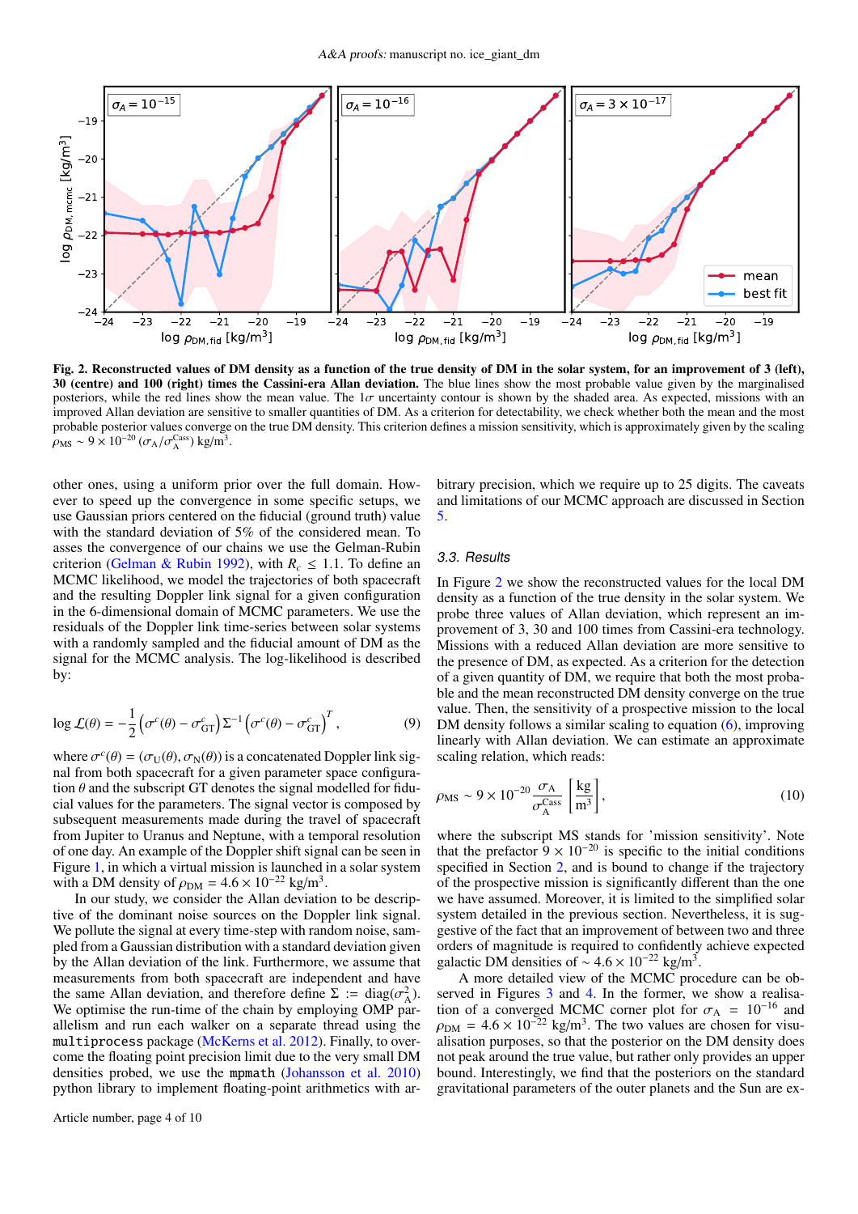**Fig. 2. Reconstructed values of DM density as a function of the true density of DM in the solar system, for an improvement of 3 (left), 30 (centre) and 100 (right) times the Cassini-era Allan deviation.** The blue lines show the most probable value given by the marginalised posteriors, while the red lines show the mean value. The $1\sigma$ uncertainty contour is shown by the shaded area. As expected, missions with an improved Allan deviation are sensitive to smaller quantities of DM. As a criterion for detectability, we check whether both the mean and the most probable posterior values converge on the true DM density. This criterion defines a mission sensitivity, which is approximately given by the scaling $\rho_{\rm MS} \sim 9 \times 10^{-20} \, (\sigma_{\rm A}/\sigma_{\rm A}^{\rm Cass})$ kg/m$^3$.

other ones, using a uniform prior over the full domain. However to speed up the convergence in some specific setups, we use Gaussian priors centered on the fiducial (ground truth) value with the standard deviation of 5% of the considered mean. To asses the convergence of our chains we use the Gelman-Rubin criterion (Gelman & Rubin 1992), with $R_c \leq 1.1$. To define an MCMC likelihood, we model the trajectories of both spacecraft and the resulting Doppler link signal for a given configuration in the 6-dimensional domain of MCMC parameters. We use the residuals of the Doppler link time-series between solar systems with a randomly sampled and the fiducial amount of DM as the signal for the MCMC analysis. The log-likelihood is described by:

$$\log \mathcal{L}(\theta) = -\frac{1}{2}\left(\sigma^c(\theta) - \sigma^c_{\rm GT}\right)\Sigma^{-1}\left(\sigma^c(\theta) - \sigma^c_{\rm GT}\right)^T, \tag{9}$$

where $\sigma^c(\theta) = (\sigma_{\rm U}(\theta), \sigma_{\rm N}(\theta))$ is a concatenated Doppler link signal from both spacecraft for a given parameter space configuration $\theta$ and the subscript GT denotes the signal modelled for fiducial values for the parameters. The signal vector is composed by subsequent measurements made during the travel of spacecraft from Jupiter to Uranus and Neptune, with a temporal resolution of one day. An example of the Doppler shift signal can be seen in Figure 1, in which a virtual mission is launched in a solar system with a DM density of $\rho_{\rm DM} = 4.6 \times 10^{-22}$ kg/m$^3$.

In our study, we consider the Allan deviation to be descriptive of the dominant noise sources on the Doppler link signal. We pollute the signal at every time-step with random noise, sampled from a Gaussian distribution with a standard deviation given by the Allan deviation of the link. Furthermore, we assume that measurements from both spacecraft are independent and have the same Allan deviation, and therefore define $\Sigma := {\rm diag}(\sigma_{\rm A}^2)$. We optimise the run-time of the chain by employing OMP parallelism and run each walker on a separate thread using the `multiprocess` package (McKerns et al. 2012). Finally, to overcome the floating point precision limit due to the very small DM densities probed, we use the `mpmath` (Johansson et al. 2010) python library to implement floating-point arithmetics with arbitrary precision, which we require up to 25 digits. The caveats and limitations of our MCMC approach are discussed in Section 5.

### 3.3. Results

In Figure 2 we show the reconstructed values for the local DM density as a function of the true density in the solar system. We probe three values of Allan deviation, which represent an improvement of 3, 30 and 100 times from Cassini-era technology. Missions with a reduced Allan deviation are more sensitive to the presence of DM, as expected. As a criterion for the detection of a given quantity of DM, we require that both the most probable and the mean reconstructed DM density converge on the true value. Then, the sensitivity of a prospective mission to the local DM density follows a similar scaling to equation (6), improving linearly with Allan deviation. We can estimate an approximate scaling relation, which reads:

$$\rho_{\rm MS} \sim 9 \times 10^{-20} \, \frac{\sigma_{\rm A}}{\sigma_{\rm A}^{\rm Cass}} \left[\frac{\rm kg}{\rm m^3}\right], \tag{10}$$

where the subscript MS stands for 'mission sensitivity'. Note that the prefactor $9 \times 10^{-20}$ is specific to the initial conditions specified in Section 2, and is bound to change if the trajectory of the prospective mission is significantly different than the one we have assumed. Moreover, it is limited to the simplified solar system detailed in the previous section. Nevertheless, it is suggestive of the fact that an improvement of between two and three orders of magnitude is required to confidently achieve expected galactic DM densities of $\sim 4.6 \times 10^{-22}$ kg/m$^3$.

A more detailed view of the MCMC procedure can be observed in Figures 3 and 4. In the former, we show a realisation of a converged MCMC corner plot for $\sigma_{\rm A} = 10^{-16}$ and $\rho_{\rm DM} = 4.6 \times 10^{-22}$ kg/m$^3$. The two values are chosen for visualisation purposes, so that the posterior on the DM density does not peak around the true value, but rather only provides an upper bound. Interestingly, we find that the posteriors on the standard gravitational parameters of the outer planets and the Sun are ex-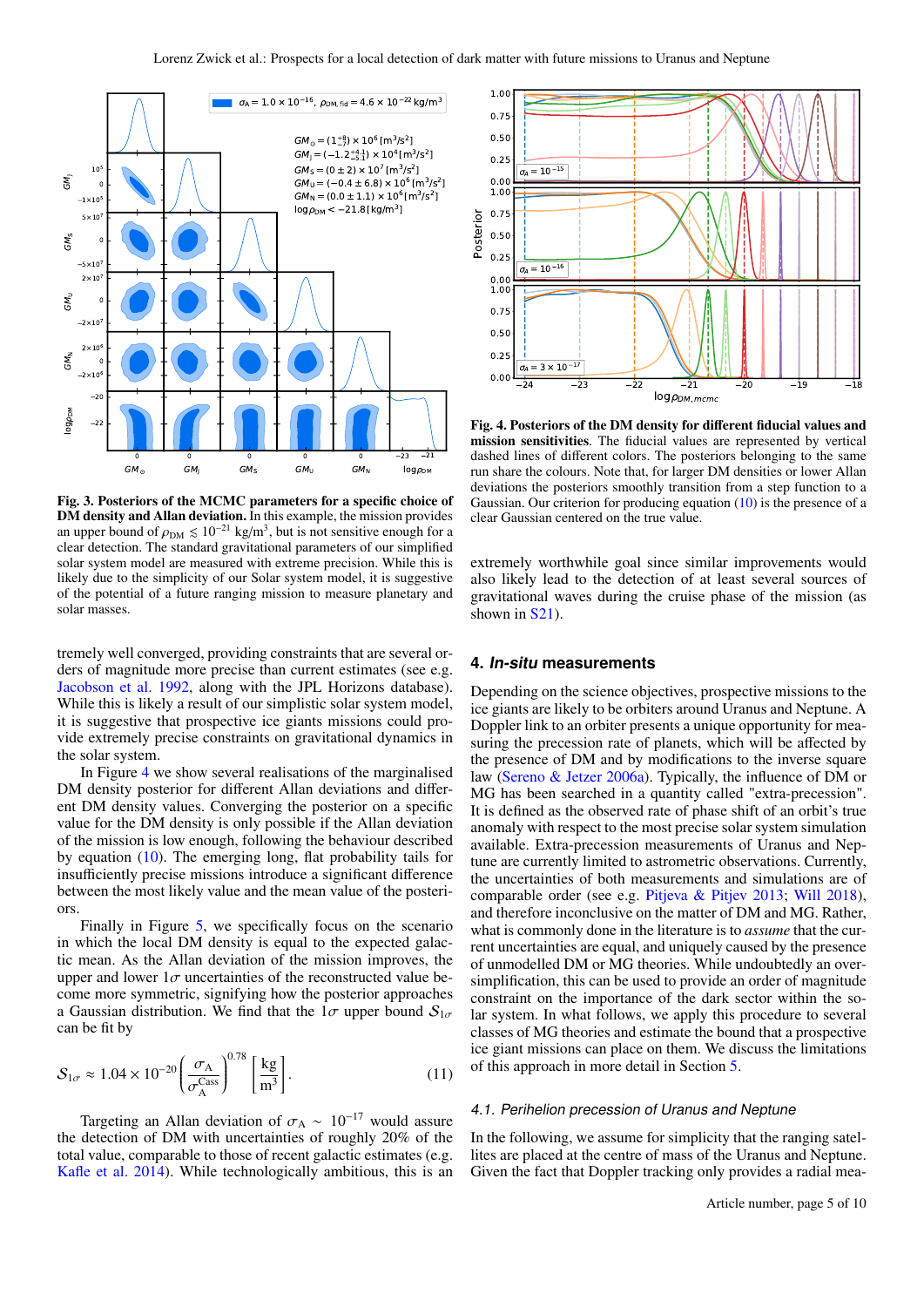**Fig. 3. Posteriors of the MCMC parameters for a specific choice of DM density and Allan deviation.** In this example, the mission provides an upper bound of $\rho_{\rm DM} \lesssim 10^{-21}$ kg/m$^3$, but is not sensitive enough for a clear detection. The standard gravitational parameters of our simplified solar system model are measured with extreme precision. While this is likely due to the simplicity of our Solar system model, it is suggestive of the potential of a future ranging mission to measure planetary and solar masses.

**Fig. 4. Posteriors of the DM density for different fiducial values and mission sensitivities.** The fiducial values are represented by vertical dashed lines of different colors. The posteriors belonging to the same run share the colours. Note that, for larger DM densities or lower Allan deviations the posteriors smoothly transition from a step function to a Gaussian. Our criterion for producing equation (10) is the presence of a clear Gaussian centered on the true value.

tremely well converged, providing constraints that are several orders of magnitude more precise than current estimates (see e.g. Jacobson et al. 1992, along with the JPL Horizons database). While this is likely a result of our simplistic solar system model, it is suggestive that prospective ice giants missions could provide extremely precise constraints on gravitational dynamics in the solar system.

In Figure 4 we show several realisations of the marginalised DM density posterior for different Allan deviations and different DM density values. Converging the posterior on a specific value for the DM density is only possible if the Allan deviation of the mission is low enough, following the behaviour described by equation (10). The emerging long, flat probability tails for insufficiently precise missions introduce a significant difference between the most likely value and the mean value of the posteriors.

Finally in Figure 5, we specifically focus on the scenario in which the local DM density is equal to the expected galactic mean. As the Allan deviation of the mission improves, the upper and lower $1\sigma$ uncertainties of the reconstructed value become more symmetric, signifying how the posterior approaches a Gaussian distribution. We find that the $1\sigma$ upper bound $\mathcal{S}_{1\sigma}$ can be fit by

$$\mathcal{S}_{1\sigma} \approx 1.04 \times 10^{-20} \left( \frac{\sigma_{\rm A}}{\sigma_{\rm A}^{\rm Cass}} \right)^{0.78} \left[ \frac{\rm kg}{\rm m^3} \right]. \tag{11}$$

Targeting an Allan deviation of $\sigma_{\rm A} \sim 10^{-17}$ would assure the detection of DM with uncertainties of roughly 20% of the total value, comparable to those of recent galactic estimates (e.g. Kafle et al. 2014). While technologically ambitious, this is an extremely worthwhile goal since similar improvements would also likely lead to the detection of at least several sources of gravitational waves during the cruise phase of the mission (as shown in S21).

## 4. *In-situ* measurements

Depending on the science objectives, prospective missions to the ice giants are likely to be orbiters around Uranus and Neptune. A Doppler link to an orbiter presents a unique opportunity for measuring the precession rate of planets, which will be affected by the presence of DM and by modifications to the inverse square law (Sereno & Jetzer 2006a). Typically, the influence of DM or MG has been searched in a quantity called "extra-precession". It is defined as the observed rate of phase shift of an orbit's true anomaly with respect to the most precise solar system simulation available. Extra-precession measurements of Uranus and Neptune are currently limited to astrometric observations. Currently, the uncertainties of both measurements and simulations are of comparable order (see e.g. Pitjeva & Pitjev 2013; Will 2018), and therefore inconclusive on the matter of DM and MG. Rather, what is commonly done in the literature is to *assume* that the current uncertainties are equal, and uniquely caused by the presence of unmodelled DM or MG theories. While undoubtedly an oversimplification, this can be used to provide an order of magnitude constraint on the importance of the dark sector within the solar system. In what follows, we apply this procedure to several classes of MG theories and estimate the bound that a prospective ice giant missions can place on them. We discuss the limitations of this approach in more detail in Section 5.

### 4.1. Perihelion precession of Uranus and Neptune

In the following, we assume for simplicity that the ranging satellites are placed at the centre of mass of the Uranus and Neptune. Given the fact that Doppler tracking only provides a radial mea-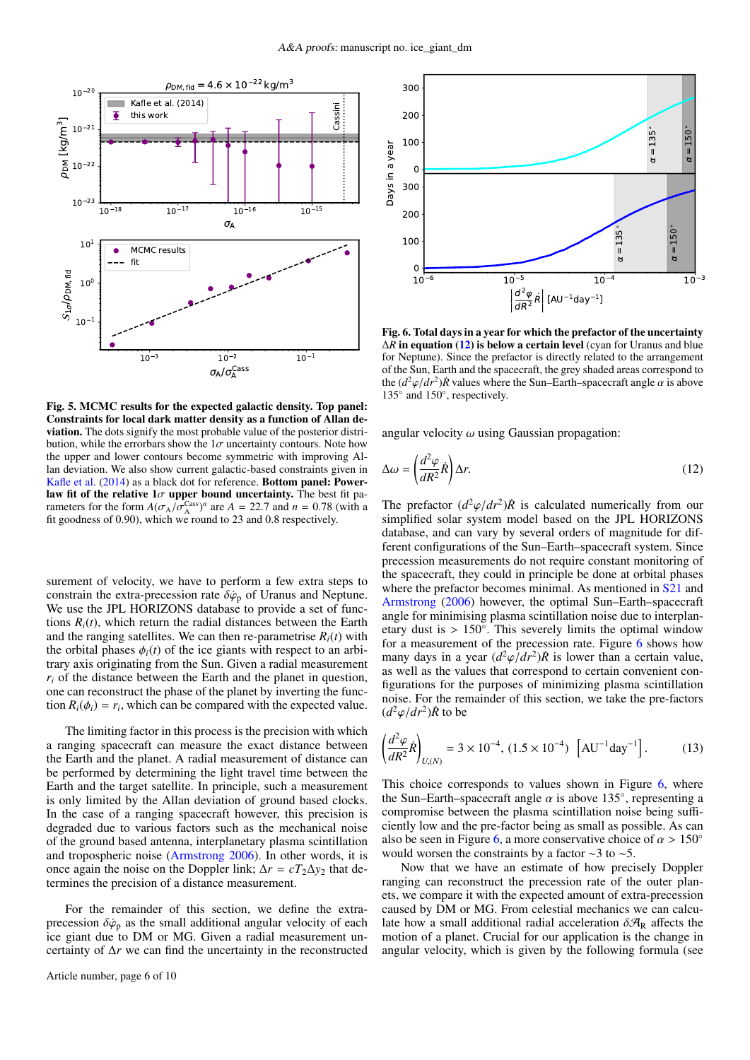**Fig. 5. MCMC results for the expected galactic density. Top panel: Constraints for local dark matter density as a function of Allan deviation.** The dots signify the most probable value of the posterior distribution, while the errorbars show the $1\sigma$ uncertainty contours. Note how the upper and lower contours become symmetric with improving Allan deviation. We also show current galactic-based constraints given in Kafle et al. (2014) as a black dot for reference. **Bottom panel: Power-law fit of the relative $1\sigma$ upper bound uncertainty.** The best fit parameters for the form $A(\sigma_A/\sigma_A^{\rm Cass})^n$ are $A = 22.7$ and $n = 0.78$ (with a fit goodness of 0.90), which we round to 23 and 0.8 respectively.

surement of velocity, we have to perform a few extra steps to constrain the extra-precession rate $\delta\dot{\varphi}_{\rm p}$ of Uranus and Neptune. We use the JPL HORIZONS database to provide a set of functions $R_i(t)$, which return the radial distances between the Earth and the ranging satellites. We can then re-parametrise $R_i(t)$ with the orbital phases $\phi_i(t)$ of the ice giants with respect to an arbitrary axis originating from the Sun. Given a radial measurement $r_i$ of the distance between the Earth and the planet in question, one can reconstruct the phase of the planet by inverting the function $R_i(\phi_i) = r_i$, which can be compared with the expected value.

The limiting factor in this process is the precision with which a ranging spacecraft can measure the exact distance between the Earth and the planet. A radial measurement of distance can be performed by determining the light travel time between the Earth and the target satellite. In principle, such a measurement is only limited by the Allan deviation of ground based clocks. In the case of a ranging spacecraft however, this precision is degraded due to various factors such as the mechanical noise of the ground based antenna, interplanetary plasma scintillation and tropospheric noise (Armstrong 2006). In other words, it is once again the noise on the Doppler link; $\Delta r = cT_2\Delta y_2$ that determines the precision of a distance measurement.

For the remainder of this section, we define the extra-precession $\delta\dot{\varphi}_{\rm p}$ as the small additional angular velocity of each ice giant due to DM or MG. Given a radial measurement uncertainty of $\Delta r$ we can find the uncertainty in the reconstructed angular velocity $\omega$ using Gaussian propagation:

$$\Delta\omega = \left(\frac{d^2\varphi}{dR^2}\dot{R}\right)\Delta r. \qquad (12)$$

The prefactor $(d^2\varphi/dr^2)\dot{R}$ is calculated numerically from our simplified solar system model based on the JPL HORIZONS database, and can vary by several orders of magnitude for different configurations of the Sun–Earth–spacecraft system. Since precession measurements do not require constant monitoring of the spacecraft, they could in principle be done at orbital phases where the prefactor becomes minimal. As mentioned in S21 and Armstrong (2006) however, the optimal Sun–Earth–spacecraft angle for minimising plasma scintillation noise due to interplanetary dust is $> 150°$. This severely limits the optimal window for a measurement of the precession rate. Figure 6 shows how many days in a year $(d^2\varphi/dr^2)\dot{R}$ is lower than a certain value, as well as the values that correspond to certain convenient configurations for the purposes of minimizing plasma scintillation noise. For the remainder of this section, we take the pre-factors $(d^2\varphi/dr^2)\dot{R}$ to be

$$\left(\frac{d^2\varphi}{dR^2}\dot{R}\right)_{U,(N)} = 3\times10^{-4},\ (1.5\times10^{-4})\ \left[\mathrm{AU}^{-1}\mathrm{day}^{-1}\right]. \qquad (13)$$

**Fig. 6. Total days in a year for which the prefactor of the uncertainty $\Delta R$ in equation (12) is below a certain level** (cyan for Uranus and blue for Neptune). Since the prefactor is directly related to the arrangement of the Sun, Earth and the spacecraft, the grey shaded areas correspond to the $(d^2\varphi/dr^2)\dot{R}$ values where the Sun–Earth–spacecraft angle $\alpha$ is above 135° and 150°, respectively.

This choice corresponds to values shown in Figure 6, where the Sun–Earth–spacecraft angle $\alpha$ is above 135°, representing a compromise between the plasma scintillation noise being sufficiently low and the pre-factor being as small as possible. As can also be seen in Figure 6, a more conservative choice of $\alpha > 150°$ would worsen the constraints by a factor ~3 to ~5.

Now that we have an estimate of how precisely Doppler ranging can reconstruct the precession rate of the outer planets, we compare it with the expected amount of extra-precession caused by DM or MG. From celestial mechanics we can calculate how a small additional radial acceleration $\delta\mathcal{A}_{\rm R}$ affects the motion of a planet. Crucial for our application is the change in angular velocity, which is given by the following formula (see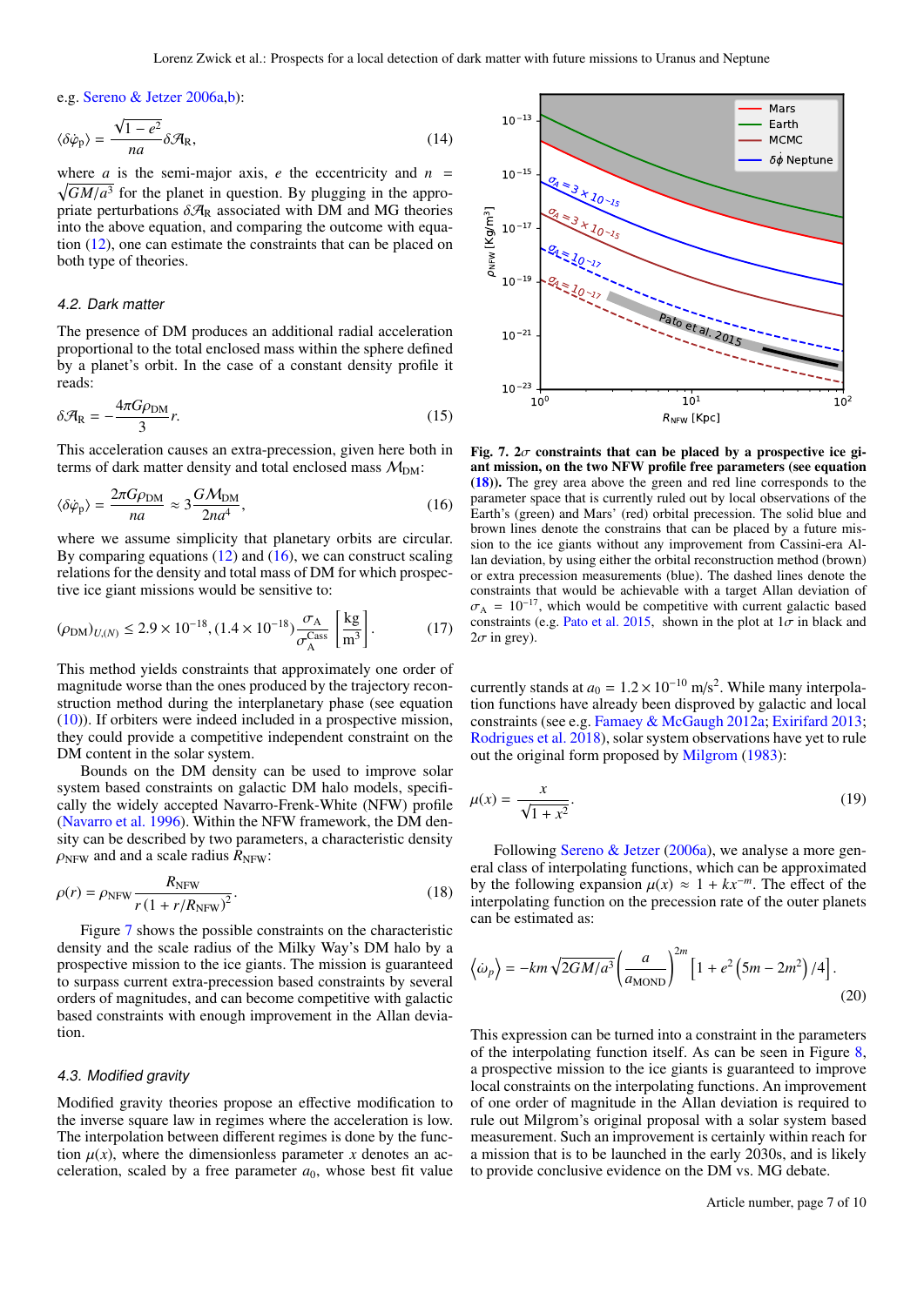e.g. Sereno & Jetzer 2006a,b):

$$\langle \delta\dot{\varphi}_{\rm p} \rangle = \frac{\sqrt{1-e^2}}{na}\delta\mathcal{A}_{\rm R}, \tag{14}$$

where $a$ is the semi-major axis, $e$ the eccentricity and $n = \sqrt{GM/a^3}$ for the planet in question. By plugging in the appropriate perturbations $\delta\mathcal{A}_{\rm R}$ associated with DM and MG theories into the above equation, and comparing the outcome with equation (12), one can estimate the constraints that can be placed on both type of theories.

### 4.2. Dark matter

The presence of DM produces an additional radial acceleration proportional to the total enclosed mass within the sphere defined by a planet's orbit. In the case of a constant density profile it reads:

$$\delta\mathcal{A}_{\rm R} = -\frac{4\pi G\rho_{\rm DM}}{3}r. \tag{15}$$

This acceleration causes an extra-precession, given here both in terms of dark matter density and total enclosed mass $\mathcal{M}_{\rm DM}$:

$$\langle \delta\dot{\varphi}_{\rm p} \rangle = \frac{2\pi G\rho_{\rm DM}}{na} \approx 3\frac{G\mathcal{M}_{\rm DM}}{2na^4}, \tag{16}$$

where we assume simplicity that planetary orbits are circular. By comparing equations (12) and (16), we can construct scaling relations for the density and total mass of DM for which prospective ice giant missions would be sensitive to:

$$(\rho_{\rm DM})_{U,(N)} \leq 2.9\times10^{-18}, (1.4\times10^{-18})\frac{\sigma_{\rm A}}{\sigma_{\rm A}^{\rm Cass}}\left[\frac{\rm kg}{\rm m^3}\right]. \tag{17}$$

This method yields constraints that approximately one order of magnitude worse than the ones produced by the trajectory reconstruction method during the interplanetary phase (see equation (10)). If orbiters were indeed included in a prospective mission, they could provide a competitive independent constraint on the DM content in the solar system.

Bounds on the DM density can be used to improve solar system based constraints on galactic DM halo models, specifically the widely accepted Navarro-Frenk-White (NFW) profile (Navarro et al. 1996). Within the NFW framework, the DM density can be described by two parameters, a characteristic density $\rho_{\rm NFW}$ and and a scale radius $R_{\rm NFW}$:

$$\rho(r) = \rho_{\rm NFW}\frac{R_{\rm NFW}}{r\left(1+r/R_{\rm NFW}\right)^2}. \tag{18}$$

Figure 7 shows the possible constraints on the characteristic density and the scale radius of the Milky Way's DM halo by a prospective mission to the ice giants. The mission is guaranteed to surpass current extra-precession based constraints by several orders of magnitudes, and can become competitive with galactic based constraints with enough improvement in the Allan deviation.

**Fig. 7. $2\sigma$ constraints that can be placed by a prospective ice giant mission, on the two NFW profile free parameters (see equation (18)).** The grey area above the green and red line corresponds to the parameter space that is currently ruled out by local observations of the Earth's (green) and Mars' (red) orbital precession. The solid blue and brown lines denote the constrains that can be placed by a future mission to the ice giants without any improvement from Cassini-era Allan deviation, by using either the orbital reconstruction method (brown) or extra precession measurements (blue). The dashed lines denote the constraints that would be achievable with a target Allan deviation of $\sigma_{\rm A} = 10^{-17}$, which would be competitive with current galactic based constraints (e.g. Pato et al. 2015, shown in the plot at $1\sigma$ in black and $2\sigma$ in grey).

### 4.3. Modified gravity

Modified gravity theories propose an effective modification to the inverse square law in regimes where the acceleration is low. The interpolation between different regimes is done by the function $\mu(x)$, where the dimensionless parameter $x$ denotes an acceleration, scaled by a free parameter $a_0$, whose best fit value currently stands at $a_0 = 1.2\times10^{-10}$ m/s$^2$. While many interpolation functions have already been disproved by galactic and local constraints (see e.g. Famaey & McGaugh 2012a; Exirifard 2013; Rodrigues et al. 2018), solar system observations have yet to rule out the original form proposed by Milgrom (1983):

$$\mu(x) = \frac{x}{\sqrt{1+x^2}}. \tag{19}$$

Following Sereno & Jetzer (2006a), we analyse a more general class of interpolating functions, which can be approximated by the following expansion $\mu(x) \approx 1 + kx^{-m}$. The effect of the interpolating function on the precession rate of the outer planets can be estimated as:

$$\left\langle \dot{\omega}_p \right\rangle = -km\sqrt{2GM/a^3}\left(\frac{a}{a_{\rm MOND}}\right)^{2m}\left[1+e^2\left(5m-2m^2\right)/4\right]. \tag{20}$$

This expression can be turned into a constraint in the parameters of the interpolating function itself. As can be seen in Figure 8, a prospective mission to the ice giants is guaranteed to improve local constraints on the interpolating functions. An improvement of one order of magnitude in the Allan deviation is required to rule out Milgrom's original proposal with a solar system based measurement. Such an improvement is certainly within reach for a mission that is to be launched in the early 2030s, and is likely to provide conclusive evidence on the DM vs. MG debate.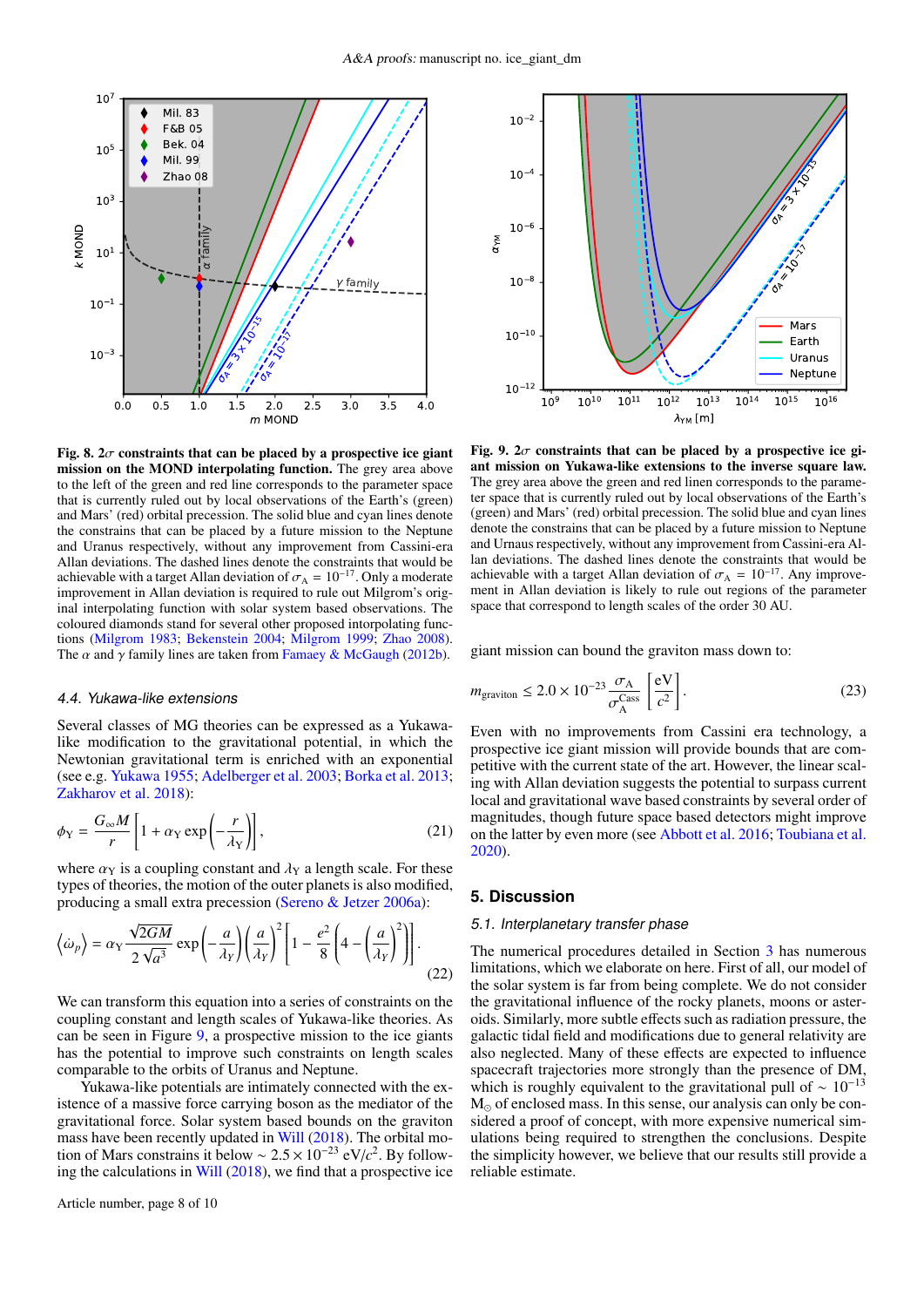**Fig. 8.** **2$\sigma$ constraints that can be placed by a prospective ice giant mission on the MOND interpolating function.** The grey area above to the left of the green and red line corresponds to the parameter space that is currently ruled out by local observations of the Earth's (green) and Mars' (red) orbital precession. The solid blue and cyan lines denote the constrains that can be placed by a future mission to the Neptune and Uranus respectively, without any improvement from Cassini-era Allan deviations. The dashed lines denote the constraints that would be achievable with a target Allan deviation of $\sigma_A = 10^{-17}$. Only a moderate improvement in Allan deviation is required to rule out Milgrom's original interpolating function with solar system based observations. The coloured diamonds stand for several other proposed interpolating functions (Milgrom 1983; Bekenstein 2004; Milgrom 1999; Zhao 2008). The $\alpha$ and $\gamma$ family lines are taken from Famaey & McGaugh (2012b).

**Fig. 9.** **2$\sigma$ constraints that can be placed by a prospective ice giant mission on Yukawa-like extensions to the inverse square law.** The grey area above the green and red linen corresponds to the parameter space that is currently ruled out by local observations of the Earth's (green) and Mars' (red) orbital precession. The solid blue and cyan lines denote the constrains that can be placed by a future mission to Neptune and Urnaus respectively, without any improvement from Cassini-era Allan deviations. The dashed lines denote the constraints that would be achievable with a target Allan deviation of $\sigma_A = 10^{-17}$. Any improvement in Allan deviation is likely to rule out regions of the parameter space that correspond to length scales of the order 30 AU.

### 4.4. Yukawa-like extensions

Several classes of MG theories can be expressed as a Yukawa-like modification to the gravitational potential, in which the Newtonian gravitational term is enriched with an exponential (see e.g. Yukawa 1955; Adelberger et al. 2003; Borka et al. 2013; Zakharov et al. 2018):

$$\phi_Y = \frac{G_\infty M}{r}\left[1 + \alpha_Y \exp\left(-\frac{r}{\lambda_Y}\right)\right], \tag{21}$$

where $\alpha_Y$ is a coupling constant and $\lambda_Y$ a length scale. For these types of theories, the motion of the outer planets is also modified, producing a small extra precession (Sereno & Jetzer 2006a):

$$\left\langle \dot{\omega}_p \right\rangle = \alpha_Y \frac{\sqrt{2GM}}{2\sqrt{a^3}} \exp\left(-\frac{a}{\lambda_Y}\right)\left(\frac{a}{\lambda_Y}\right)^2 \left[1 - \frac{e^2}{8}\left(4 - \left(\frac{a}{\lambda_Y}\right)^2\right)\right]. \tag{22}$$

We can transform this equation into a series of constraints on the coupling constant and length scales of Yukawa-like theories. As can be seen in Figure 9, a prospective mission to the ice giants has the potential to improve such constraints on length scales comparable to the orbits of Uranus and Neptune.

Yukawa-like potentials are intimately connected with the existence of a massive force carrying boson as the mediator of the gravitational force. Solar system based bounds on the graviton mass have been recently updated in Will (2018). The orbital motion of Mars constrains it below $\sim 2.5 \times 10^{-23}$ eV/$c^2$. By following the calculations in Will (2018), we find that a prospective ice giant mission can bound the graviton mass down to:

$$m_{\text{graviton}} \leq 2.0 \times 10^{-23} \frac{\sigma_A}{\sigma_A^{\text{Cass}}} \left[\frac{\text{eV}}{c^2}\right]. \tag{23}$$

Even with no improvements from Cassini era technology, a prospective ice giant mission will provide bounds that are competitive with the current state of the art. However, the linear scaling with Allan deviation suggests the potential to surpass current local and gravitational wave based constraints by several order of magnitudes, though future space based detectors might improve on the latter by even more (see Abbott et al. 2016; Toubiana et al. 2020).

## 5. Discussion

### 5.1. Interplanetary transfer phase

The numerical procedures detailed in Section 3 has numerous limitations, which we elaborate on here. First of all, our model of the solar system is far from being complete. We do not consider the gravitational influence of the rocky planets, moons or asteroids. Similarly, more subtle effects such as radiation pressure, the galactic tidal field and modifications due to general relativity are also neglected. Many of these effects are expected to influence spacecraft trajectories more strongly than the presence of DM, which is roughly equivalent to the gravitational pull of $\sim 10^{-13}$ $M_\odot$ of enclosed mass. In this sense, our analysis can only be considered a proof of concept, with more expensive numerical simulations being required to strengthen the conclusions. Despite the simplicity however, we believe that our results still provide a reliable estimate.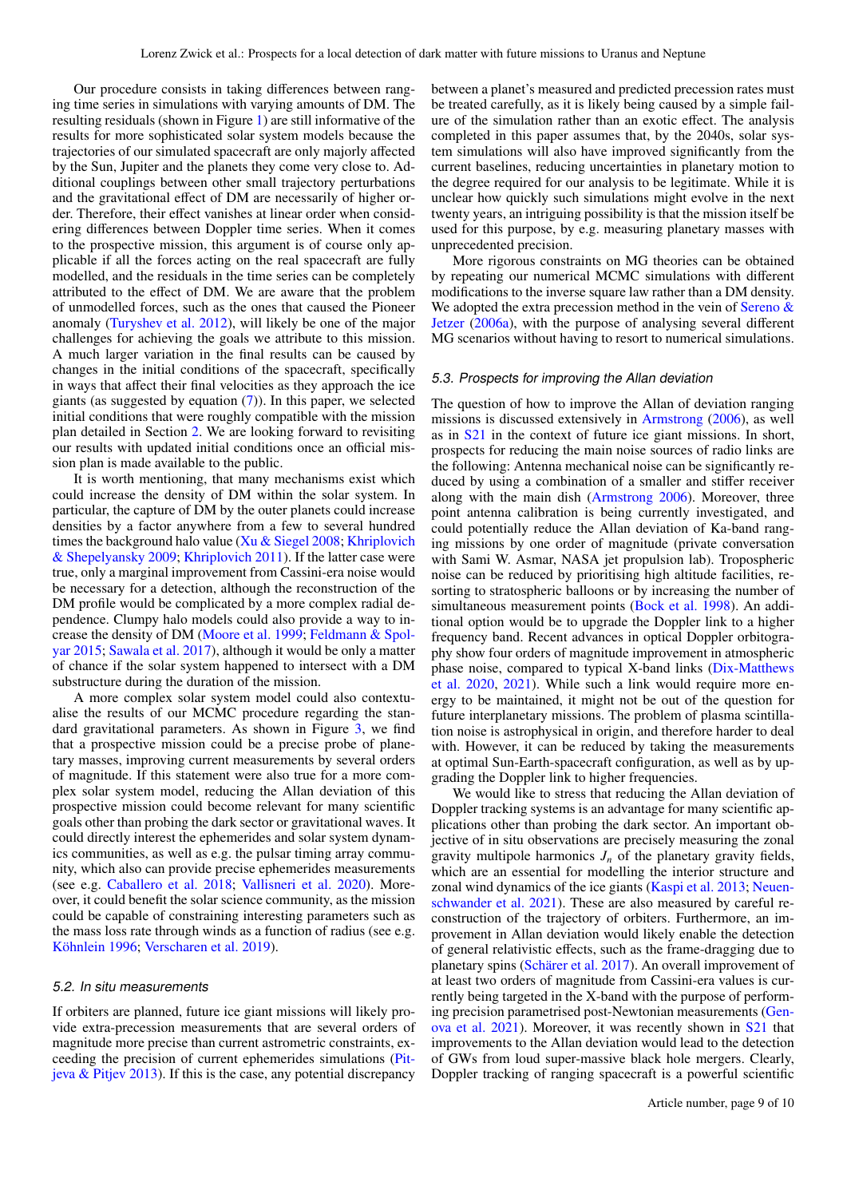Our procedure consists in taking differences between ranging time series in simulations with varying amounts of DM. The resulting residuals (shown in Figure 1) are still informative of the results for more sophisticated solar system models because the trajectories of our simulated spacecraft are only majorly affected by the Sun, Jupiter and the planets they come very close to. Additional couplings between other small trajectory perturbations and the gravitational effect of DM are necessarily of higher order. Therefore, their effect vanishes at linear order when considering differences between Doppler time series. When it comes to the prospective mission, this argument is of course only applicable if all the forces acting on the real spacecraft are fully modelled, and the residuals in the time series can be completely attributed to the effect of DM. We are aware that the problem of unmodelled forces, such as the ones that caused the Pioneer anomaly (Turyshev et al. 2012), will likely be one of the major challenges for achieving the goals we attribute to this mission. A much larger variation in the final results can be caused by changes in the initial conditions of the spacecraft, specifically in ways that affect their final velocities as they approach the ice giants (as suggested by equation (7)). In this paper, we selected initial conditions that were roughly compatible with the mission plan detailed in Section 2. We are looking forward to revisiting our results with updated initial conditions once an official mission plan is made available to the public.

It is worth mentioning, that many mechanisms exist which could increase the density of DM within the solar system. In particular, the capture of DM by the outer planets could increase densities by a factor anywhere from a few to several hundred times the background halo value (Xu & Siegel 2008; Khriplovich & Shepelyansky 2009; Khriplovich 2011). If the latter case were true, only a marginal improvement from Cassini-era noise would be necessary for a detection, although the reconstruction of the DM profile would be complicated by a more complex radial dependence. Clumpy halo models could also provide a way to increase the density of DM (Moore et al. 1999; Feldmann & Spolyar 2015; Sawala et al. 2017), although it would be only a matter of chance if the solar system happened to intersect with a DM substructure during the duration of the mission.

A more complex solar system model could also contextualise the results of our MCMC procedure regarding the standard gravitational parameters. As shown in Figure 3, we find that a prospective mission could be a precise probe of planetary masses, improving current measurements by several orders of magnitude. If this statement were also true for a more complex solar system model, reducing the Allan deviation of this prospective mission could become relevant for many scientific goals other than probing the dark sector or gravitational waves. It could directly interest the ephemerides and solar system dynamics communities, as well as e.g. the pulsar timing array community, which also can provide precise ephemerides measurements (see e.g. Caballero et al. 2018; Vallisneri et al. 2020). Moreover, it could benefit the solar science community, as the mission could be capable of constraining interesting parameters such as the mass loss rate through winds as a function of radius (see e.g. Köhnlein 1996; Verscharen et al. 2019).

### 5.2. In situ measurements

If orbiters are planned, future ice giant missions will likely provide extra-precession measurements that are several orders of magnitude more precise than current astrometric constraints, exceeding the precision of current ephemerides simulations (Pitjeva & Pitjev 2013). If this is the case, any potential discrepancy between a planet's measured and predicted precession rates must be treated carefully, as it is likely being caused by a simple failure of the simulation rather than an exotic effect. The analysis completed in this paper assumes that, by the 2040s, solar system simulations will also have improved significantly from the current baselines, reducing uncertainties in planetary motion to the degree required for our analysis to be legitimate. While it is unclear how quickly such simulations might evolve in the next twenty years, an intriguing possibility is that the mission itself be used for this purpose, by e.g. measuring planetary masses with unprecedented precision.

More rigorous constraints on MG theories can be obtained by repeating our numerical MCMC simulations with different modifications to the inverse square law rather than a DM density. We adopted the extra precession method in the vein of Sereno & Jetzer (2006a), with the purpose of analysing several different MG scenarios without having to resort to numerical simulations.

### 5.3. Prospects for improving the Allan deviation

The question of how to improve the Allan of deviation ranging missions is discussed extensively in Armstrong (2006), as well as in S21 in the context of future ice giant missions. In short, prospects for reducing the main noise sources of radio links are the following: Antenna mechanical noise can be significantly reduced by using a combination of a smaller and stiffer receiver along with the main dish (Armstrong 2006). Moreover, three point antenna calibration is being currently investigated, and could potentially reduce the Allan deviation of Ka-band ranging missions by one order of magnitude (private conversation with Sami W. Asmar, NASA jet propulsion lab). Tropospheric noise can be reduced by prioritising high altitude facilities, resorting to stratospheric balloons or by increasing the number of simultaneous measurement points (Bock et al. 1998). An additional option would be to upgrade the Doppler link to a higher frequency band. Recent advances in optical Doppler orbitography show four orders of magnitude improvement in atmospheric phase noise, compared to typical X-band links (Dix-Matthews et al. 2020, 2021). While such a link would require more energy to be maintained, it might not be out of the question for future interplanetary missions. The problem of plasma scintillation noise is astrophysical in origin, and therefore harder to deal with. However, it can be reduced by taking the measurements at optimal Sun-Earth-spacecraft configuration, as well as by upgrading the Doppler link to higher frequencies.

We would like to stress that reducing the Allan deviation of Doppler tracking systems is an advantage for many scientific applications other than probing the dark sector. An important objective of in situ observations are precisely measuring the zonal gravity multipole harmonics $J_n$ of the planetary gravity fields, which are an essential for modelling the interior structure and zonal wind dynamics of the ice giants (Kaspi et al. 2013; Neuenschwander et al. 2021). These are also measured by careful reconstruction of the trajectory of orbiters. Furthermore, an improvement in Allan deviation would likely enable the detection of general relativistic effects, such as the frame-dragging due to planetary spins (Schärer et al. 2017). An overall improvement of at least two orders of magnitude from Cassini-era values is currently being targeted in the X-band with the purpose of performing precision parametrised post-Newtonian measurements (Genova et al. 2021). Moreover, it was recently shown in S21 that improvements to the Allan deviation would lead to the detection of GWs from loud super-massive black hole mergers. Clearly, Doppler tracking of ranging spacecraft is a powerful scientific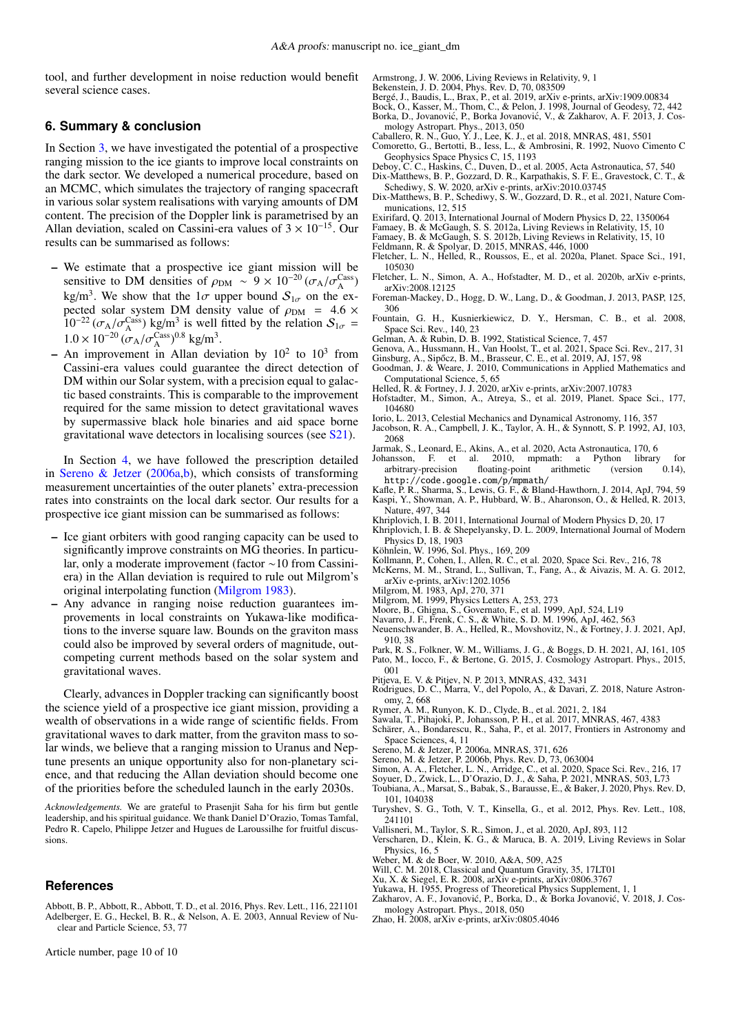tool, and further development in noise reduction would benefit several science cases.

## 6. Summary & conclusion

In Section 3, we have investigated the potential of a prospective ranging mission to the ice giants to improve local constraints on the dark sector. We developed a numerical procedure, based on an MCMC, which simulates the trajectory of ranging spacecraft in various solar system realisations with varying amounts of DM content. The precision of the Doppler link is parametrised by an Allan deviation, scaled on Cassini-era values of $3 \times 10^{-15}$. Our results can be summarised as follows:

- We estimate that a prospective ice giant mission will be sensitive to DM densities of $\rho_{\rm DM} \sim 9 \times 10^{-20}\,(\sigma_{\rm A}/\sigma_{\rm A}^{\rm Cass})$ kg/m$^3$. We show that the $1\sigma$ upper bound $\mathcal{S}_{1\sigma}$ on the expected solar system DM density value of $\rho_{\rm DM} = 4.6 \times 10^{-22}\,(\sigma_{\rm A}/\sigma_{\rm A}^{\rm Cass})$ kg/m$^3$ is well fitted by the relation $\mathcal{S}_{1\sigma} = 1.0 \times 10^{-20}\,(\sigma_{\rm A}/\sigma_{\rm A}^{\rm Cass})^{0.8}$ kg/m$^3$.
- An improvement in Allan deviation by $10^2$ to $10^3$ from Cassini-era values could guarantee the direct detection of DM within our Solar system, with a precision equal to galactic based constraints. This is comparable to the improvement required for the same mission to detect gravitational waves by supermassive black hole binaries and aid space borne gravitational wave detectors in localising sources (see S21).

In Section 4, we have followed the prescription detailed in Sereno & Jetzer (2006a,b), which consists of transforming measurement uncertainties of the outer planets' extra-precession rates into constraints on the local dark sector. Our results for a prospective ice giant mission can be summarised as follows:

- Ice giant orbiters with good ranging capacity can be used to significantly improve constraints on MG theories. In particular, only a moderate improvement (factor ∼10 from Cassini-era) in the Allan deviation is required to rule out Milgrom's original interpolating function (Milgrom 1983).
- Any advance in ranging noise reduction guarantees improvements in local constraints on Yukawa-like modifications to the inverse square law. Bounds on the graviton mass could also be improved by several orders of magnitude, outcompeting current methods based on the solar system and gravitational waves.

Clearly, advances in Doppler tracking can significantly boost the science yield of a prospective ice giant mission, providing a wealth of observations in a wide range of scientific fields. From gravitational waves to dark matter, from the graviton mass to solar winds, we believe that a ranging mission to Uranus and Neptune presents an unique opportunity also for non-planetary science, and that reducing the Allan deviation should become one of the priorities before the scheduled launch in the early 2030s.

*Acknowledgements.* We are grateful to Prasenjit Saha for his firm but gentle leadership, and his spiritual guidance. We thank Daniel D'Orazio, Tomas Tamfal, Pedro R. Capelo, Philippe Jetzer and Hugues de Laroussilhe for fruitful discussions.

## References

Abbott, B. P., Abbott, R., Abbott, T. D., et al. 2016, Phys. Rev. Lett., 116, 221101
Adelberger, E. G., Heckel, B. R., & Nelson, A. E. 2003, Annual Review of Nuclear and Particle Science, 53, 77
Armstrong, J. W. 2006, Living Reviews in Relativity, 9, 1
Bekenstein, J. D. 2004, Phys. Rev. D, 70, 083509
Bergé, J., Baudis, L., Brax, P., et al. 2019, arXiv e-prints, arXiv:1909.00834
Bock, O., Kasser, M., Thom, C., & Pelon, J. 1998, Journal of Geodesy, 72, 442
Borka, D., Jovanović, P., Borka Jovanović, V., & Zakharov, A. F. 2013, J. Cosmology Astropart. Phys., 2013, 050
Caballero, R. N., Guo, Y. J., Lee, K. J., et al. 2018, MNRAS, 481, 5501
Comoretto, G., Bertotti, B., Iess, L., & Ambrosini, R. 1992, Nuovo Cimento C Geophysics Space Physics C, 15, 1193
Deboy, C. C., Haskins, C., Duven, D., et al. 2005, Acta Astronautica, 57, 540
Dix-Matthews, B. P., Gozzard, D. R., Karpathakis, S. F. E., Gravestock, C. T., & Schediwy, S. W. 2020, arXiv e-prints, arXiv:2010.03745
Dix-Matthews, B. P., Schediwy, S. W., Gozzard, D. R., et al. 2021, Nature Communications, 12, 515
Exirifard, Q. 2013, International Journal of Modern Physics D, 22, 1350064
Famaey, B. & McGaugh, S. S. 2012a, Living Reviews in Relativity, 15, 10
Famaey, B. & McGaugh, S. S. 2012b, Living Reviews in Relativity, 15, 10
Feldmann, R. & Spolyar, D. 2015, MNRAS, 446, 1000
Fletcher, L. N., Helled, R., Roussos, E., et al. 2020a, Planet. Space Sci., 191, 105030
Fletcher, L. N., Simon, A. A., Hofstadter, M. D., et al. 2020b, arXiv e-prints, arXiv:2008.12125
Foreman-Mackey, D., Hogg, D. W., Lang, D., & Goodman, J. 2013, PASP, 125, 306
Fountain, G. H., Kusnierkiewicz, D. Y., Hersman, C. B., et al. 2008, Space Sci. Rev., 140, 23
Gelman, A. & Rubin, D. B. 1992, Statistical Science, 7, 457
Genova, A., Hussmann, H., Van Hoolst, T., et al. 2021, Space Sci. Rev., 217, 31
Ginsburg, A., Sipőcz, B. M., Brasseur, C. E., et al. 2019, AJ, 157, 98
Goodman, J. & Weare, J. 2010, Communications in Applied Mathematics and Computational Science, 5, 65
Helled, R. & Fortney, J. J. 2020, arXiv e-prints, arXiv:2007.10783
Hofstadter, M., Simon, A., Atreya, S., et al. 2019, Planet. Space Sci., 177, 104680
Iorio, L. 2013, Celestial Mechanics and Dynamical Astronomy, 116, 357
Jacobson, R. A., Campbell, J. K., Taylor, A. H., & Synnott, S. P. 1992, AJ, 103, 2068
Jarmak, S., Leonard, E., Akins, A., et al. 2020, Acta Astronautica, 170, 6
Johansson, F. et al. 2010, mpmath: a Python library for arbitrary-precision floating-point arithmetic (version 0.14), http://code.google.com/p/mpmath/
Kafle, P. R., Sharma, S., Lewis, G. F., & Bland-Hawthorn, J. 2014, ApJ, 794, 59
Kaspi, Y., Showman, A. P., Hubbard, W. B., Aharonson, O., & Helled, R. 2013, Nature, 497, 344
Khriplovich, I. B. 2011, International Journal of Modern Physics D, 20, 17
Khriplovich, I. B. & Shepelyansky, D. L. 2009, International Journal of Modern Physics D, 18, 1903
Köhnlein, W. 1996, Sol. Phys., 169, 209
Kollmann, P., Cohen, I., Allen, R. C., et al. 2020, Space Sci. Rev., 216, 78
McKerns, M. M., Strand, L., Sullivan, T., Fang, A., & Aivazis, M. A. G. 2012, arXiv e-prints, arXiv:1202.1056
Milgrom, M. 1983, ApJ, 270, 371
Milgrom, M. 1999, Physics Letters A, 253, 273
Moore, B., Ghigna, S., Governato, F., et al. 1999, ApJ, 524, L19
Navarro, J. F., Frenk, C. S., & White, S. D. M. 1996, ApJ, 462, 563
Neuenschwander, B. A., Helled, R., Movshovitz, N., & Fortney, J. J. 2021, ApJ, 910, 38
Park, R. S., Folkner, W. M., Williams, J. G., & Boggs, D. H. 2021, AJ, 161, 105
Pato, M., Iocco, F., & Bertone, G. 2015, J. Cosmology Astropart. Phys., 2015, 001
Pitjeva, E. V. & Pitjev, N. P. 2013, MNRAS, 432, 3431
Rodrigues, D. C., Marra, V., del Popolo, A., & Davari, Z. 2018, Nature Astronomy, 2, 668
Rymer, A. M., Runyon, K. D., Clyde, B., et al. 2021, 2, 184
Sawala, T., Pihajoki, P., Johansson, P. H., et al. 2017, MNRAS, 467, 4383
Schärer, A., Bondarescu, R., Saha, P., et al. 2017, Frontiers in Astronomy and Space Sciences, 4, 11
Sereno, M. & Jetzer, P. 2006a, MNRAS, 371, 626
Sereno, M. & Jetzer, P. 2006b, Phys. Rev. D, 73, 063004
Simon, A. A., Fletcher, L. N., Arridge, C., et al. 2020, Space Sci. Rev., 216, 17
Soyuer, D., Zwick, L., D'Orazio, D. J., & Saha, P. 2021, MNRAS, 503, L73
Toubiana, A., Marsat, S., Babak, S., Barausse, E., & Baker, J. 2020, Phys. Rev. D, 101, 104038
Turyshev, S. G., Toth, V. T., Kinsella, G., et al. 2012, Phys. Rev. Lett., 108, 241101
Vallisneri, M., Taylor, S. R., Simon, J., et al. 2020, ApJ, 893, 112
Verscharen, D., Klein, K. G., & Maruca, B. A. 2019, Living Reviews in Solar Physics, 16, 5
Weber, M. & de Boer, W. 2010, A&A, 509, A25
Will, C. M. 2018, Classical and Quantum Gravity, 35, 17LT01
Xu, X. & Siegel, E. R. 2008, arXiv e-prints, arXiv:0806.3767
Yukawa, H. 1955, Progress of Theoretical Physics Supplement, 1, 1
Zakharov, A. F., Jovanović, P., Borka, D., & Borka Jovanović, V. 2018, J. Cosmology Astropart. Phys., 2018, 050
Zhao, H. 2008, arXiv e-prints, arXiv:0805.4046